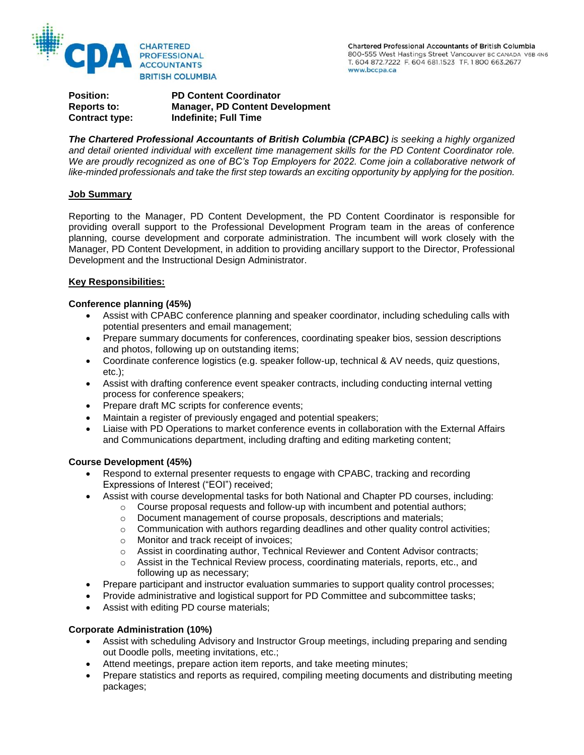CHARTERED PROFESSIONAL ACCOUNTANTS BRITISH COLUMBIA

Chartered Professional Accountants of British Columbia
800-555 West Hastings Street Vancouver BC CANADA V6B 4N6
T. 604 872.7222 F. 604 681.1523 TF. 1 800 663.2677
www.bccpa.ca

**Position:** **PD Content Coordinator**
**Reports to:** **Manager, PD Content Development**
**Contract type:** **Indefinite; Full Time**

***The Chartered Professional Accountants of British Columbia (CPABC)*** *is seeking a highly organized and detail oriented individual with excellent time management skills for the PD Content Coordinator role. We are proudly recognized as one of BC's Top Employers for 2022. Come join a collaborative network of like-minded professionals and take the first step towards an exciting opportunity by applying for the position.*

## Job Summary

Reporting to the Manager, PD Content Development, the PD Content Coordinator is responsible for providing overall support to the Professional Development Program team in the areas of conference planning, course development and corporate administration. The incumbent will work closely with the Manager, PD Content Development, in addition to providing ancillary support to the Director, Professional Development and the Instructional Design Administrator.

## Key Responsibilities:

### Conference planning (45%)

- Assist with CPABC conference planning and speaker coordinator, including scheduling calls with potential presenters and email management;
- Prepare summary documents for conferences, coordinating speaker bios, session descriptions and photos, following up on outstanding items;
- Coordinate conference logistics (e.g. speaker follow-up, technical & AV needs, quiz questions, etc.);
- Assist with drafting conference event speaker contracts, including conducting internal vetting process for conference speakers;
- Prepare draft MC scripts for conference events;
- Maintain a register of previously engaged and potential speakers;
- Liaise with PD Operations to market conference events in collaboration with the External Affairs and Communications department, including drafting and editing marketing content;

### Course Development (45%)

- Respond to external presenter requests to engage with CPABC, tracking and recording Expressions of Interest ("EOI") received;
- Assist with course developmental tasks for both National and Chapter PD courses, including:
  - Course proposal requests and follow-up with incumbent and potential authors;
  - Document management of course proposals, descriptions and materials;
  - Communication with authors regarding deadlines and other quality control activities;
  - Monitor and track receipt of invoices;
  - Assist in coordinating author, Technical Reviewer and Content Advisor contracts;
  - Assist in the Technical Review process, coordinating materials, reports, etc., and following up as necessary;
- Prepare participant and instructor evaluation summaries to support quality control processes;
- Provide administrative and logistical support for PD Committee and subcommittee tasks;
- Assist with editing PD course materials;

### Corporate Administration (10%)

- Assist with scheduling Advisory and Instructor Group meetings, including preparing and sending out Doodle polls, meeting invitations, etc.;
- Attend meetings, prepare action item reports, and take meeting minutes;
- Prepare statistics and reports as required, compiling meeting documents and distributing meeting packages;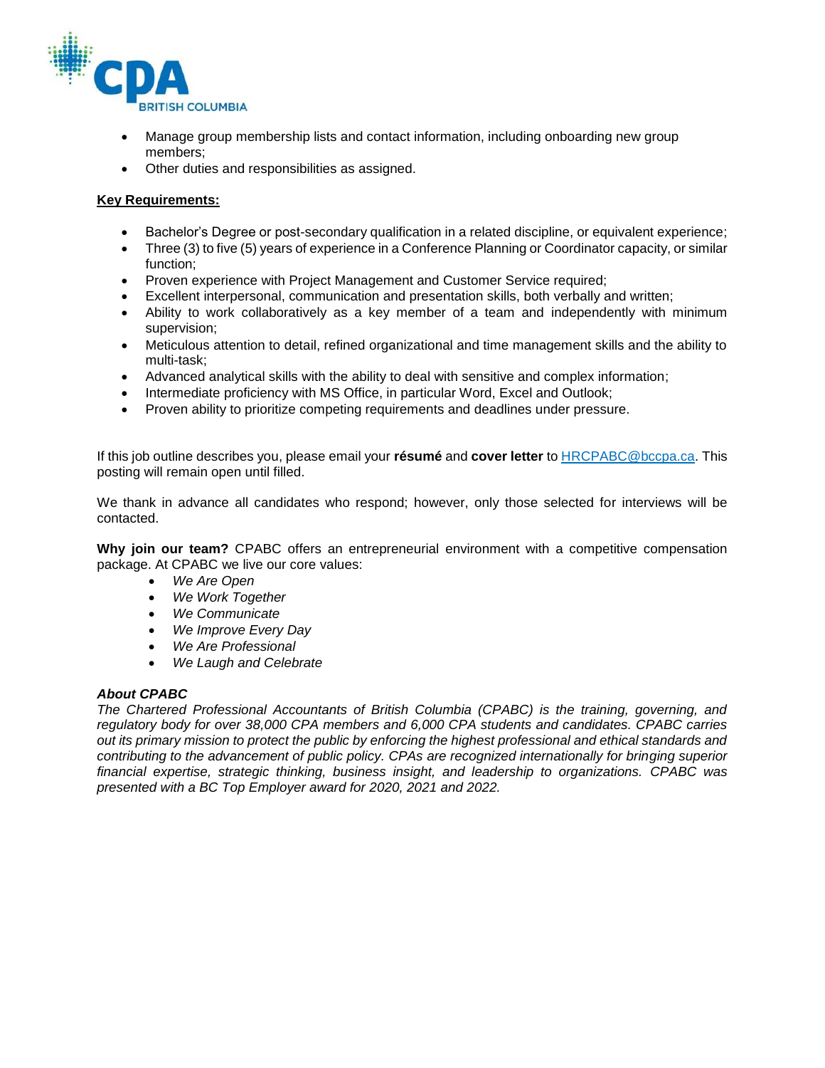- Manage group membership lists and contact information, including onboarding new group members;
- Other duties and responsibilities as assigned.

**Key Requirements:**

- Bachelor's Degree or post-secondary qualification in a related discipline, or equivalent experience;
- Three (3) to five (5) years of experience in a Conference Planning or Coordinator capacity, or similar function;
- Proven experience with Project Management and Customer Service required;
- Excellent interpersonal, communication and presentation skills, both verbally and written;
- Ability to work collaboratively as a key member of a team and independently with minimum supervision;
- Meticulous attention to detail, refined organizational and time management skills and the ability to multi-task;
- Advanced analytical skills with the ability to deal with sensitive and complex information;
- Intermediate proficiency with MS Office, in particular Word, Excel and Outlook;
- Proven ability to prioritize competing requirements and deadlines under pressure.

If this job outline describes you, please email your **résumé** and **cover letter** to HRCPABC@bccpa.ca. This posting will remain open until filled.

We thank in advance all candidates who respond; however, only those selected for interviews will be contacted.

**Why join our team?** CPABC offers an entrepreneurial environment with a competitive compensation package. At CPABC we live our core values:

- *We Are Open*
- *We Work Together*
- *We Communicate*
- *We Improve Every Day*
- *We Are Professional*
- *We Laugh and Celebrate*

***About CPABC***

*The Chartered Professional Accountants of British Columbia (CPABC) is the training, governing, and regulatory body for over 38,000 CPA members and 6,000 CPA students and candidates. CPABC carries out its primary mission to protect the public by enforcing the highest professional and ethical standards and contributing to the advancement of public policy. CPAs are recognized internationally for bringing superior financial expertise, strategic thinking, business insight, and leadership to organizations. CPABC was presented with a BC Top Employer award for 2020, 2021 and 2022.*